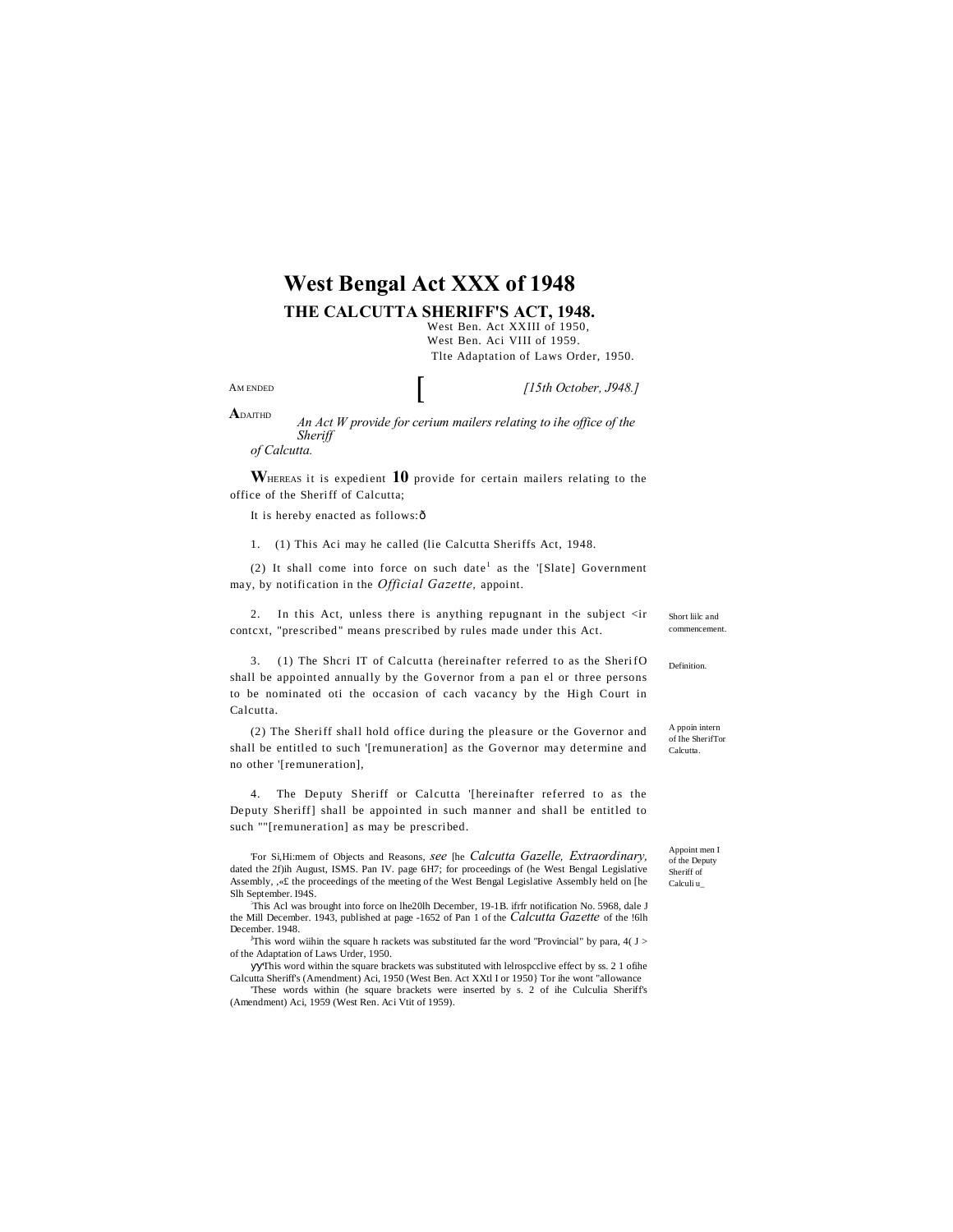# West Bengal Act XXX of 1948

## THE CALCUTTA SHERIFF'S ACT, 1948.

West Ben. Act XXIII of 1950,
West Ben. Aci VIII of 1959.
Tlte Adaptation of Laws Order, 1950.

AMENDED

ADAITHD

[ *[15th October, J948.]*

*An Act W provide for cerium mailers relating to ihe office of the Sheriff of Calcutta.*

**W**HEREAS it is expedient **10** provide for certain mailers relating to the office of the Sheriff of Calcutta;

It is hereby enacted as follows:ð

Short liilc and commencement.

1. (1) This Aci may he called (lie Calcutta Sheriffs Act, 1948.

(2) It shall come into force on such date[1] as the '[Slate] Government may, by notification in the *Official Gazette,* appoint.

Definition.

2. In this Act, unless there is anything repugnant in the subject <ir contcxt, "prescribed" means prescribed by rules made under this Act.

A ppoin intern of Ihe SherifTor Calcutta.

3. (1) The Shcri IT of Calcutta (hereinafter referred to as the SherifO shall be appointed annually by the Governor from a pan el or three persons to be nominated oti the occasion of cach vacancy by the High Court in Calcutta.

(2) The Sheriff shall hold office during the pleasure or the Governor and shall be entitled to such '[remuneration] as the Governor may determine and no other '[remuneration],

Appoint men I of the Deputy Sheriff of Calculi u_

4. The Deputy Sheriff or Calcutta '[hereinafter referred to as the Deputy Sheriff] shall be appointed in such manner and shall be entitled to such ""[remuneration] as may be prescribed.

'For Si,Hi:mem of Objects and Reasons, *see* [he *Calcutta Gazelle, Extraordinary,* dated the 2f)ih August, ISMS. Pan IV. page 6H7; for proceedings of (he West Bengal Legislative Assembly, ,«£ the proceedings of the meeting of the West Bengal Legislative Assembly held on [he Slh September. I94S.

[2]This Acl was brought into force on lhe20lh December, 19-1B. ifrfr notification No. 5968, dale J the Mill December. 1943, published at page -1652 of Pan 1 of the *Calcutta Gazette* of the !6lh December. 1948.

[J]This word wiihin the square h rackets was substituted far the word "Provincial" by para, 4( J > of the Adaptation of Laws Urder, 1950.

ƴƴThis word within the square brackets was substituted with lelrospcclive effect by ss. 2 1 ofihe Calcutta Sheriff's (Amendment) Aci, 1950 (West Ben. Act XXtl I or 1950} Tor ihe wont "allowance

'These words within (he square brackets were inserted by s. 2 of ihe Culculia Sheriff's (Amendment) Aci, 1959 (West Ren. Aci Vtit of 1959).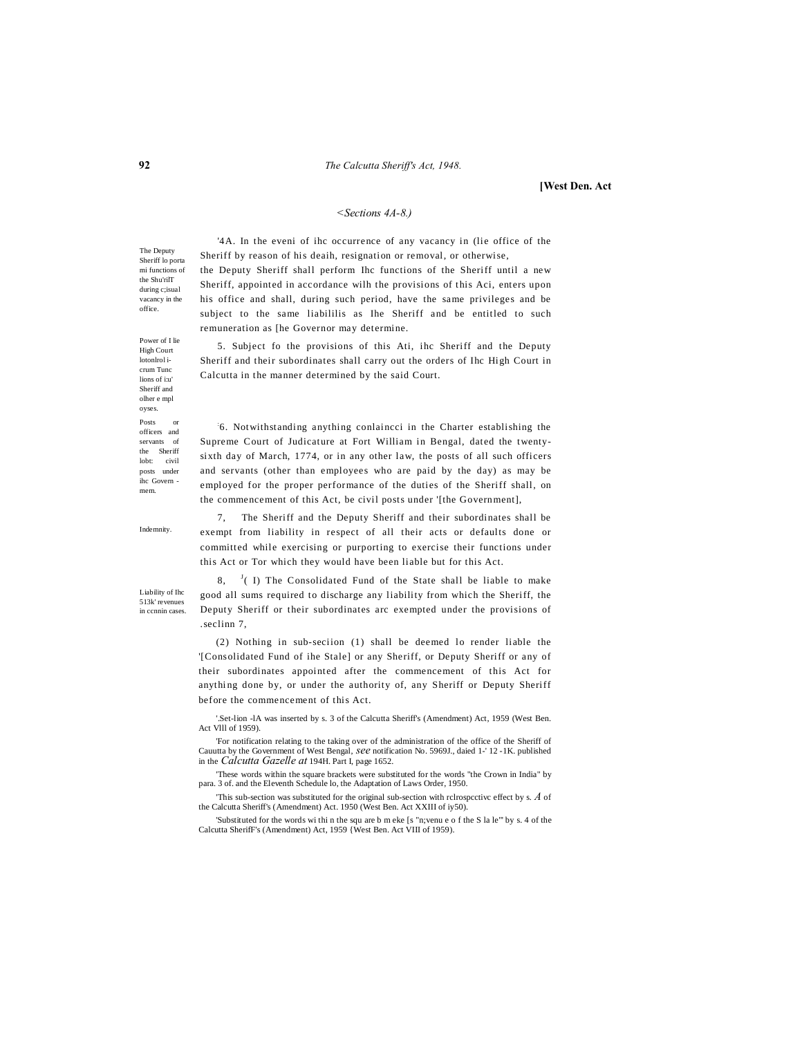[West Den. Act

<Sections 4A-8.)

*The Deputy Sheriff lo porta mi functions of the Shu'rilT during c;isual vacancy in the office.*

'4A. In the eveni of ihc occurrence of any vacancy in (lie office of the Sheriff by reason of his deaih, resignation or removal, or otherwise, the Deputy Sheriff shall perform Ihc functions of the Sheriff until a new Sheriff, appointed in accordance wilh the provisions of this Aci, enters upon his office and shall, during such period, have the same privileges and be subject to the same liabililis as Ihe Sheriff and be entitled to such remuneration as [he Governor may determine.

*Power of I lie High Court lotonlrol i-crum Tunc lions of i:u' Sheriff and olher e mpl oyses.*

5. Subject fo the provisions of this Ati, ihc Sheriff and the Deputy Sheriff and their subordinates shall carry out the orders of Ihc High Court in Calcutta in the manner determined by the said Court.

*Posts or officers and servants of the Sheriff lobt: civil posts under ihc Govern - mem.*

:6. Notwithstanding anything conlaincci in the Charter establishing the Supreme Court of Judicature at Fort William in Bengal, dated the twenty-sixth day of March, 1774, or in any other law, the posts of all such officers and servants (other than employees who are paid by the day) as may be employed for the proper performance of the duties of the Sheriff shall, on the commencement of this Act, be civil posts under '[the Government],

*Indemnity.*

7, The Sheriff and the Deputy Sheriff and their subordinates shall be exempt from liability in respect of all their acts or defaults done or committed while exercising or purporting to exercise their functions under this Act or Tor which they would have been liable but for this Act.

*Liability of Ihc 513k' revenues in ccnnin cases.*

8, [J]( I) The Consolidated Fund of the State shall be liable to make good all sums required to discharge any liability from which the Sheriff, the Deputy Sheriff or their subordinates arc exempted under the provisions of .seclinn 7,

(2) Nothing in sub-seciion (1) shall be deemed lo render liable the '[Consolidated Fund of ihe Stale] or any Sheriff, or Deputy Sheriff or any of their subordinates appointed after the commencement of this Act for anything done by, or under the authority of, any Sheriff or Deputy Sheriff before the commencement of this Act.

'.Set-lion -lA was inserted by s. 3 of the Calcutta Sheriff's (Amendment) Act, 1959 (West Ben. Act Vlll of 1959).

'For notification relating to the taking over of the administration of the office of the Sheriff of Cauutta by the Government of West Bengal, *see* notification No. 5969J., daied 1-' 12 -1K. published in the *Calcutta Gazelle at* 194H. Part I, page 1652.

'These words within the square brackets were substituted for the words "the Crown in India" by para. 3 of. and the Eleventh Schedule lo, the Adaptation of Laws Order, 1950.

'This sub-section was substituted for the original sub-section with rclrospcctivc effect by s. *A* of the Calcutta Sheriff's (Amendment) Act. 1950 (West Ben. Act XXIII of iy50).

'Substituted for the words wi thi n the squ are b m eke [s "n;venu e o f the S la le'" by s. 4 of the Calcutta SherifF's (Amendment) Act, 1959 {West Ben. Act VIII of 1959).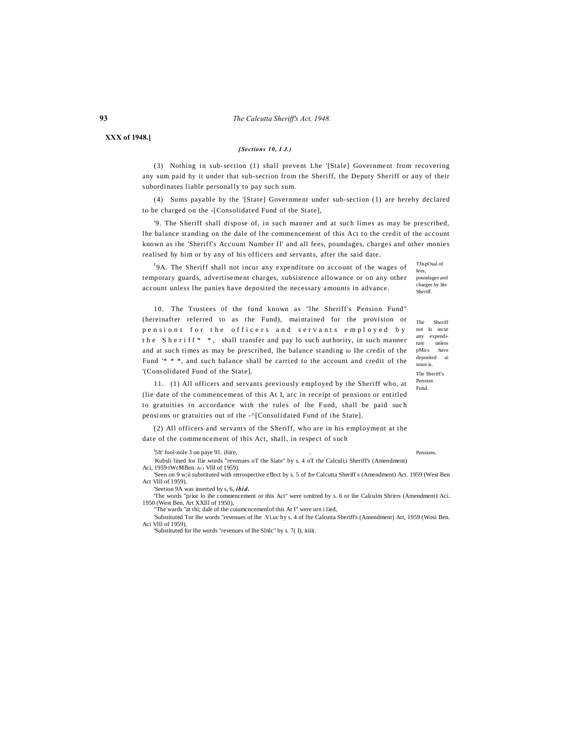**XXX of 1948.]**

***[Sections 10, I J.)***

(3) Nothing in sub-section (1) shall prevent Lhe '[Stale] Government from recovering any sum paid hy it under that sub-section from the Sheriff, the Deputy Sheriff or any of their subordinates liable personally to pay such sum.

(4) Sums payable by the '[State] Government under sub-section (1) are hereby declared to be charged on the -[Consolidated Fund of the State],

'9. The Sheriff shall dispose of, in such manner and at such limes as may be prescribed, lhe balance standing on the dale of lhe commencement of this Act to the credit of the account known as ihe 'Sheriff's Account Number II' and all fees, poundages, charges and other monies realised hy him or by any of his officers and servants, after the said date.

TJispOsal of fees, poundages and charges by lite Sheriff.

[J]9A. The Sheriff shall not incur any expenditure on account of the wages of temporary guards, advertisement charges, subsistence allowance or on any other account unless lhe panies have deposited the necessary amounts in advance.

The Sheriff not lo incur any expenditure unless pMics have deposited ai noun is.

Tlie Sheriff's Pension Fund.

10. The Trustees of the fund known as "lhe Sheriff's Pension Fund" (hereinafter referred to as the Fund), maintained for the provision or pensions for the officers and servants employed by the Sheriff* *, shall transfer and pay lo such authority, in such manner and at such times as may be prescribed, lhe balance standing io lhe credit of the Fund '* * *, and such balance shall be carried to the account and credit of the '(Consolidated Fund of the State].

Pensions.

11. (1) All officers and servants previously employed by the Sheriff who, at (lie date of the commencement of this At I, arc in receipt of pensions or entitled to gratuities in accordance with the rules of lhe Fund, shall be paid such pensions or gratuities out of the -^[Consolidated Fund of ihe State].

(2) All officers and servants of the Sheriff, who are in his employment at the date of the commencement of this Act, shall, in respect of such

[l]5ft' fool-nole 3 on paye 91. iJiire,

`Kubsli lined for llie words "revenues oT the Siate" by s. 4 oT the Calculi;i Sheriff's (Amendment) Aci, 1959 tWcMBen. Aci Vlll of 1959).

'Seen on 9 w;ii substituted with retrospective effect by s. 5 of :he Calcutta Sheriff s (Amendment) Act. 1959 (West Ben Act Vlll of 1959).

'Seetion 9A was inserted by s, 6, ***ibid.***

'The words "prior lo ihe commencement or this Act" were omitted by s. 6 or ihe Calculm Shrirrs (Amendment) Aci. 1950 (West Ben, Art XXlll of 1950),

"The wards "at thi; dale of the coiumcncemenlof this At I" were urn i lied,

'Substituted Tor lhe words "revenues of lhe .Vi.uc by s. 4 of lhe Calcutta Sheriff's (Amendment) Art, 1959 (Wosi Ben. Aci Vlll of 1959).

'Substituted for lhe words "revenues of lhe Slnlc" by s. 7( I), itiiit.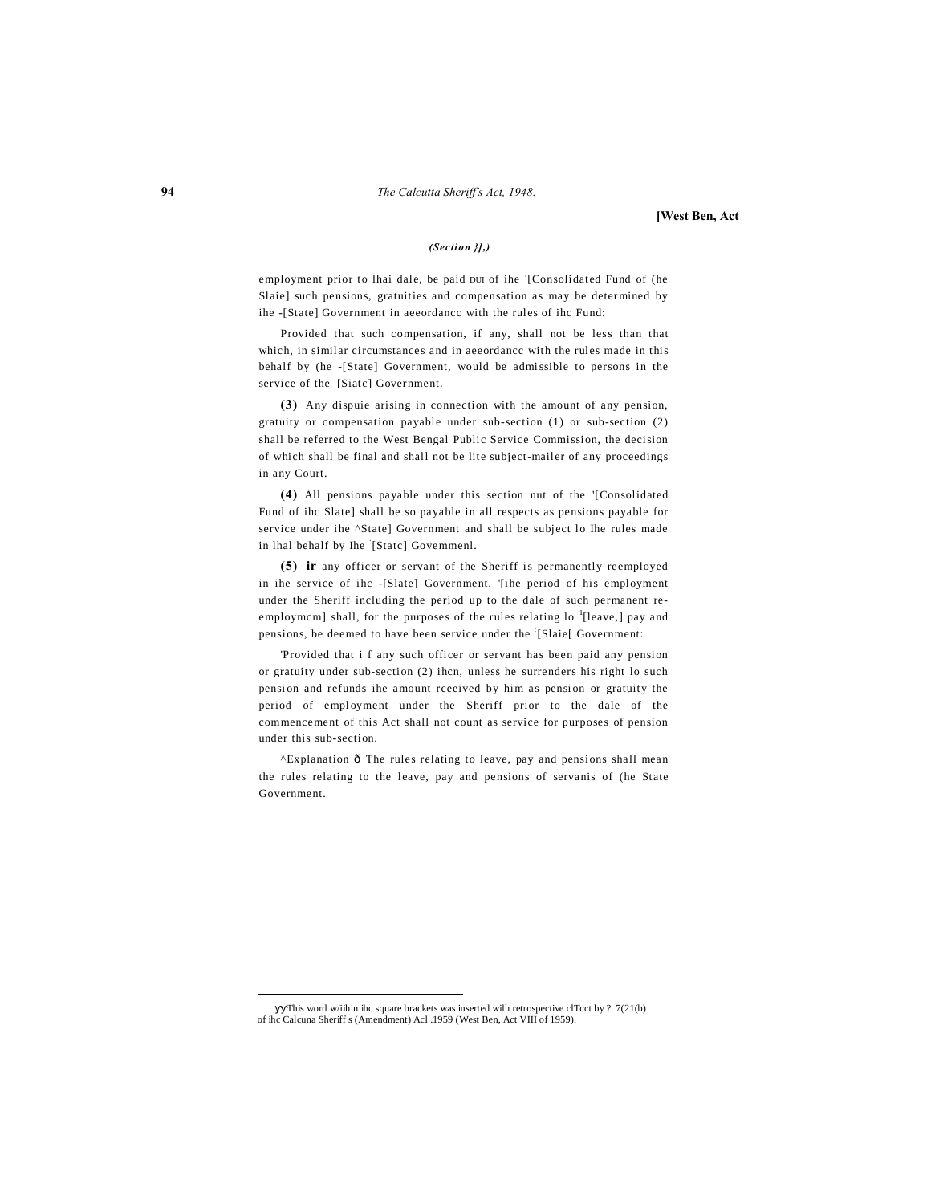*(Section }],)*

employment prior to lhai dale, be paid DUI of ihe '[Consolidated Fund of (he Slaie] such pensions, gratuities and compensation as may be determined by ihe -[State] Government in aeeordancc with the rules of ihc Fund:

Provided that such compensation, if any, shall not be less than that which, in similar circumstances and in aeeordancc with the rules made in this behalf by (he -[State] Government, would be admissible to persons in the service of the :[Siatc] Government.

**(3)** Any dispuie arising in connection with the amount of any pension, gratuity or compensation payable under sub-section (1) or sub-section (2) shall be referred to the West Bengal Public Service Commission, the decision of which shall be final and shall not be lite subject-mailer of any proceedings in any Court.

**(4)** All pensions payable under this section nut of the '[Consolidated Fund of ihc Slate] shall be so payable in all respects as pensions payable for service under ihe ^State] Government and shall be subject lo Ihe rules made in lhal behalf by Ihe :[Statc] Govemmenl.

**(5) ir** any officer or servant of the Sheriff is permanently reemployed in ihe service of ihc -[Slate] Government, '[ihe period of his employment under the Sheriff including the period up to the dale of such permanent re-employmcm] shall, for the purposes of the rules relating lo [1][leave,] pay and pensions, be deemed to have been service under the :[Slaie[ Government:

'Provided that i f any such officer or servant has been paid any pension or gratuity under sub-section (2) ihcn, unless he surrenders his right lo such pension and refunds ihe amount rceeived by him as pension or gratuity the period of employment under the Sheriff prior to the dale of the commencement of this Act shall not count as service for purposes of pension under this sub-section.

^Explanation ð The rules relating to leave, pay and pensions shall mean the rules relating to the leave, pay and pensions of servanis of (he State Government.

---

уу'This word w/iihin ihc square brackets was inserted wilh retrospective clTcct by ?. 7(21(b) of ihc Calcuna Sheriff s (Amendment) Acl .1959 (West Ben, Act VIII of 1959).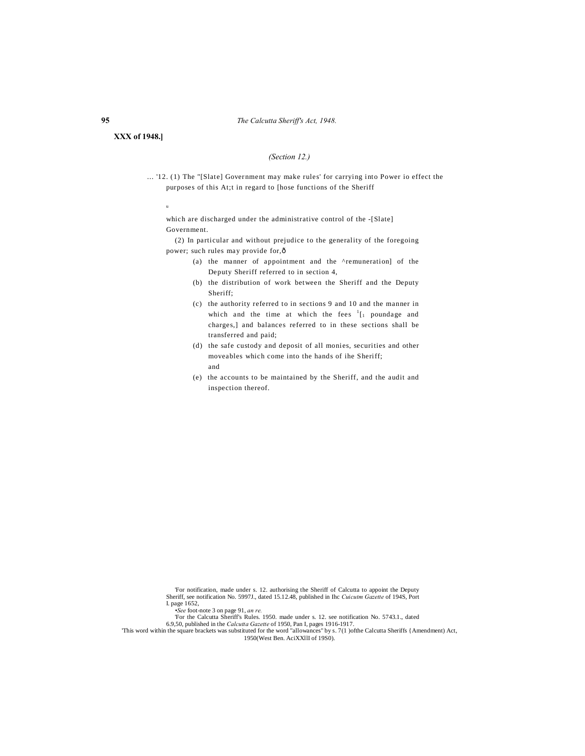XXX of 1948.]

*(Section 12.)*

... '12. (1) The "[Slate] Government may make rules' for carrying into Power io effect the purposes of this At;t in regard to [hose functions of the Sheriff

which are discharged under the administrative control of the -[Slate] Government.

(2) In particular and without prejudice to the generality of the foregoing power; such rules may provide for,—

(a) the manner of appointment and the ^remuneration] of the Deputy Sheriff referred to in section 4,

(b) the distribution of work between the Sheriff and the Deputy Sheriff;

(c) the authority referred to in sections 9 and 10 and the manner in which and the time at which the fees [1][1 poundage and charges,] and balances referred to in these sections shall be transferred and paid;

(d) the safe custody and deposit of all monies, securities and other moveables which come into the hands of ihe Sheriff; and

(e) the accounts to be maintained by the Sheriff, and the audit and inspection thereof.

'For notification, made under s. 12. authorising the Sheriff of Calcutta to appoint the Deputy Sheriff, see notification No. 5997J., dated 15.12.48, published in Ihc *Cuicutm Gazette* of 194S, Port I. page 1652,

•*See* foot-note 3 on page 91, *an re.*

'For the Calcutta Sheriff's Rules. 1950. made under s. 12. see notification No. 5743.1., dated 6.9,50, published in the *Calcutta Gazette* of 1950, Pan I, pages 1916-1917.

'This word within the square brackets was substituted for the word "allowances" by s. 7(1 )ofthe Calcutta Sheriffs {Amendment) Act, 1950(West Ben. AciXXlll of 19S0).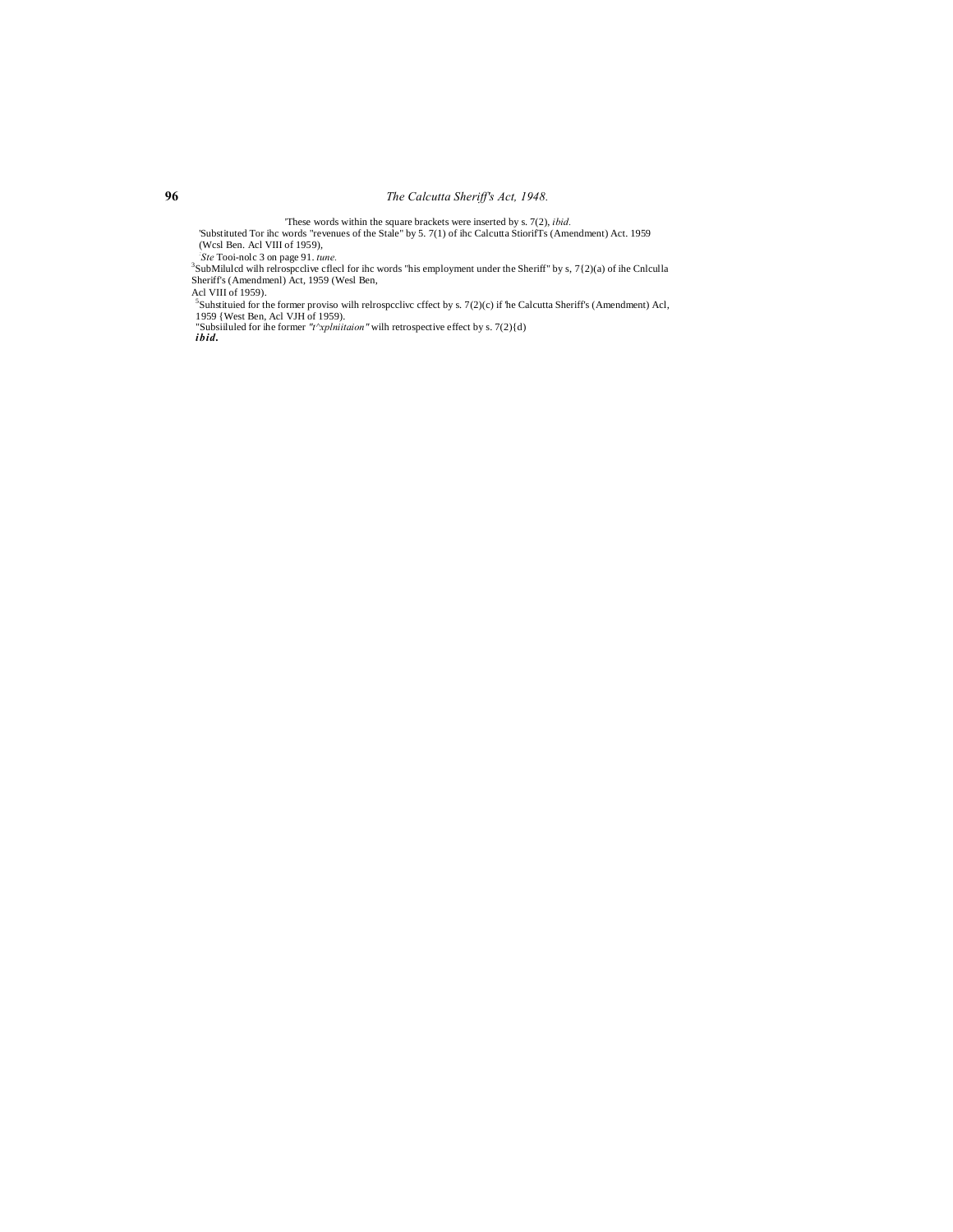'These words within the square brackets were inserted by s. 7(2), *ibid.*

'Substituted Tor ihc words "revenues of the Stale" by 5. 7(1) of ihc Calcutta StiorifTs (Amendment) Act. 1959 (Wcsl Ben. Acl VIII of 1959),

*Ste* Tooi-nolc 3 on page 91. *tune.*

[3]SubMilulcd wilh relrospcclive cflecl for ihc words "his employment under the Sheriff" by s, 7{2)(a) of ihe Cnlculla Sheriff's (Amendmenl) Act, 1959 (Wesl Ben, Acl VIII of 1959).

[5]Suhstituied for the former proviso wilh relrospcclivc cffect by s. 7(2)(c) if 'he Calcutta Sheriff's (Amendment) Acl, 1959 {West Ben, Acl VJH of 1959).

"Subsiiluled for ihe former *"t^xplniitaion"* wilh retrospective effect by s. 7(2){d) ***ibid.***